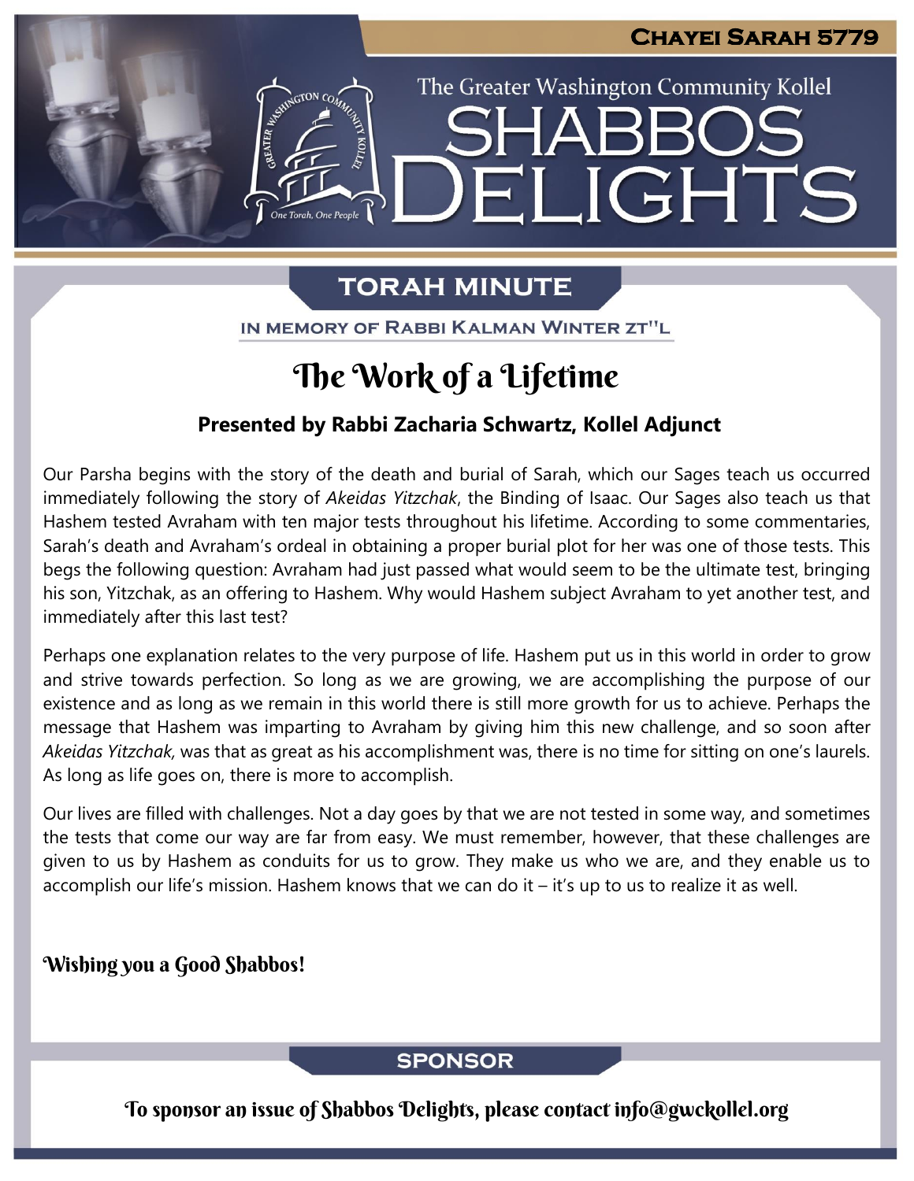# Chayei Sarah 5779

The Greater Washington Community Kollel

# Shabbos Delights

## Torah Minute

IN MEMORY OF RABBI KALMAN WINTER ZT"L

## The Work of a Lifetime

**Presented by Rabbi Zacharia Schwartz, Kollel Adjunct**

Our Parsha begins with the story of the death and burial of Sarah, which our Sages teach us occurred immediately following the story of *Akeidas Yitzchak*, the Binding of Isaac. Our Sages also teach us that Hashem tested Avraham with ten major tests throughout his lifetime. According to some commentaries, Sarah's death and Avraham's ordeal in obtaining a proper burial plot for her was one of those tests. This begs the following question: Avraham had just passed what would seem to be the ultimate test, bringing his son, Yitzchak, as an offering to Hashem. Why would Hashem subject Avraham to yet another test, and immediately after this last test?

Perhaps one explanation relates to the very purpose of life. Hashem put us in this world in order to grow and strive towards perfection. So long as we are growing, we are accomplishing the purpose of our existence and as long as we remain in this world there is still more growth for us to achieve. Perhaps the message that Hashem was imparting to Avraham by giving him this new challenge, and so soon after *Akeidas Yitzchak,* was that as great as his accomplishment was, there is no time for sitting on one's laurels. As long as life goes on, there is more to accomplish.

Our lives are filled with challenges. Not a day goes by that we are not tested in some way, and sometimes the tests that come our way are far from easy. We must remember, however, that these challenges are given to us by Hashem as conduits for us to grow. They make us who we are, and they enable us to accomplish our life's mission. Hashem knows that we can do it – it's up to us to realize it as well.

**Wishing you a Good Shabbos!**

## Sponsor

To sponsor an issue of Shabbos Delights, please contact info@gwckollel.org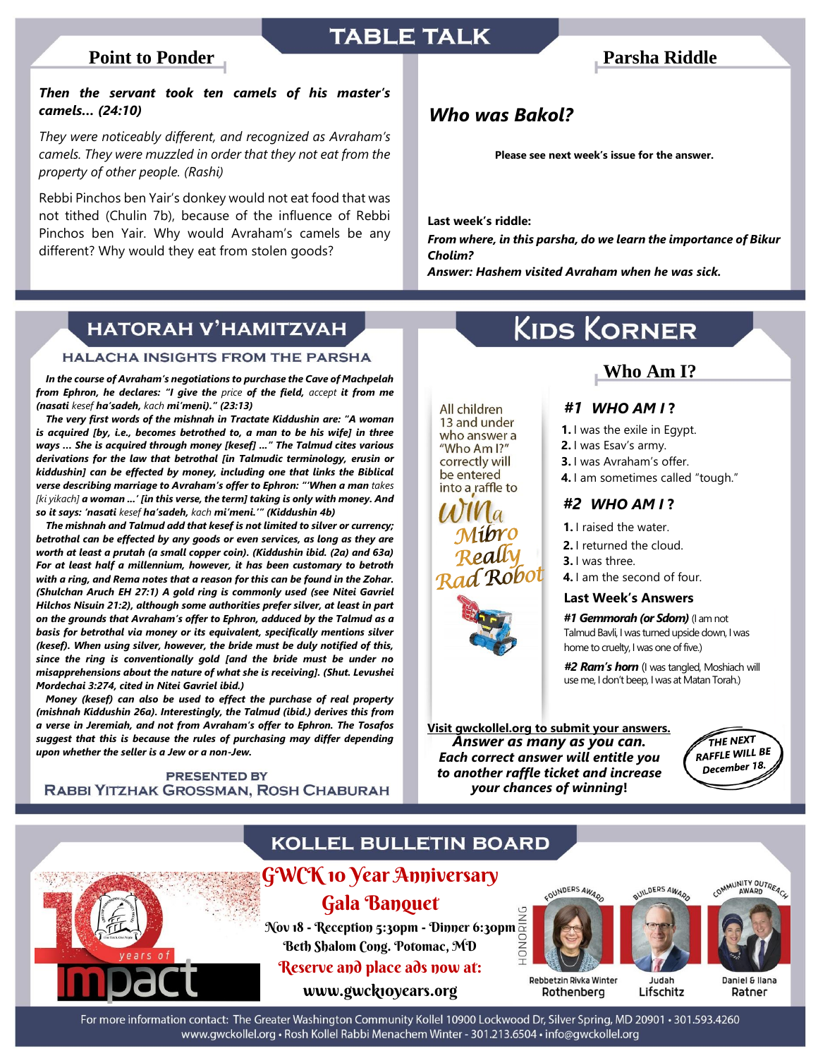# TABLE TALK

## Point to Ponder

***Then the servant took ten camels of his master's camels... (24:10)***

*They were noticeably different, and recognized as Avraham's camels. They were muzzled in order that they not eat from the property of other people. (Rashi)*

Rebbi Pinchos ben Yair's donkey would not eat food that was not tithed (Chulin 7b), because of the influence of Rebbi Pinchos ben Yair. Why would Avraham's camels be any different? Why would they eat from stolen goods?

## Parsha Riddle

***Who was Bakol?***

**Please see next week's issue for the answer.**

**Last week's riddle:**

***From where, in this parsha, do we learn the importance of Bikur Cholim?***

***Answer: Hashem visited Avraham when he was sick.***

# HATORAH V'HAMITZVAH

## HALACHA INSIGHTS FROM THE PARSHA

***In the course of Avraham's negotiations to purchase the Cave of Machpelah from Ephron, he declares: "I give the*** *price* ***of the field,*** *accept* ***it from me (nasati*** *kesef* ***ha'sadeh,*** *kach* ***mi'meni)." (23:13)***

***The very first words of the mishnah in Tractate Kiddushin are: "A woman is acquired [by, i.e., becomes betrothed to, a man to be his wife] in three ways ... She is acquired through money [kesef] ..." The Talmud cites various derivations for the law that betrothal [in Talmudic terminology, erusin or kiddushin] can be effected by money, including one that links the Biblical verse describing marriage to Avraham's offer to Ephron: "'When a man*** *takes [ki yikach]* ***a woman ...' [in this verse, the term] taking is only with money. And so it says: 'nasati*** *kesef* ***ha'sadeh,*** *kach* ***mi'meni.'" (Kiddushin 4b)***

***The mishnah and Talmud add that kesef is not limited to silver or currency; betrothal can be effected by any goods or even services, as long as they are worth at least a prutah (a small copper coin). (Kiddushin ibid. (2a) and 63a) For at least half a millennium, however, it has been customary to betroth with a ring, and Rema notes that a reason for this can be found in the Zohar. (Shulchan Aruch EH 27:1) A gold ring is commonly used (see Nitei Gavriel Hilchos Nisuin 21:2), although some authorities prefer silver, at least in part on the grounds that Avraham's offer to Ephron, adduced by the Talmud as a basis for betrothal via money or its equivalent, specifically mentions silver (kesef). When using silver, however, the bride must be duly notified of this, since the ring is conventionally gold [and the bride must be under no misapprehensions about the nature of what she is receiving]. (Shut. Levushei Mordechai 3:274, cited in Nitei Gavriel ibid.)***

***Money (kesef) can also be used to effect the purchase of real property (mishnah Kiddushin 26a). Interestingly, the Talmud (ibid.) derives this from a verse in Jeremiah, and not from Avraham's offer to Ephron. The Tosafos suggest that this is because the rules of purchasing may differ depending upon whether the seller is a Jew or a non-Jew.***

PRESENTED BY
RABBI YITZHAK GROSSMAN, ROSH CHABURAH

# KIDS KORNER

All children 13 and under who answer a "Who Am I?" correctly will be entered into a raffle to Win a Mibro Really Rad Robot

## Who Am I?

### #1 WHO AM I ?

1. I was the exile in Egypt.
2. I was Esav's army.
3. I was Avraham's offer.
4. I am sometimes called "tough."

### #2 WHO AM I ?

1. I raised the water.
2. I returned the cloud.
3. I was three.
4. I am the second of four.

### Last Week's Answers

***#1 Gemmorah (or Sdom)*** (I am not Talmud Bavli, I was turned upside down, I was home to cruelty, I was one of five.)

***#2 Ram's horn*** (I was tangled, Moshiach will use me, I don't beep, I was at Matan Torah.)

**Visit gwckollel.org to submit your answers.**
***Answer as many as you can. Each correct answer will entitle you to another raffle ticket and increase your chances of winning!***

*THE NEXT RAFFLE WILL BE December 18.*

# KOLLEL BULLETIN BOARD

10 years of impact

## GWCK 10 Year Anniversary Gala Banquet

Nov 18 - Reception 5:30pm - Dinner 6:30pm
Beth Shalom Cong. Potomac, MD
Reserve and place ads now at:
www.gwck10years.org

HONORING

FOUNDERS AWARD — Rebbetzin Rivka Winter Rothenberg
BUILDERS AWARD — Judah Lifschitz
COMMUNITY OUTREACH AWARD — Daniel & Ilana Ratner

For more information contact: The Greater Washington Community Kollel 10900 Lockwood Dr, Silver Spring, MD 20901 • 301.593.4260
www.gwckollel.org • Rosh Kollel Rabbi Menachem Winter - 301.213.6504 • info@gwckollel.org